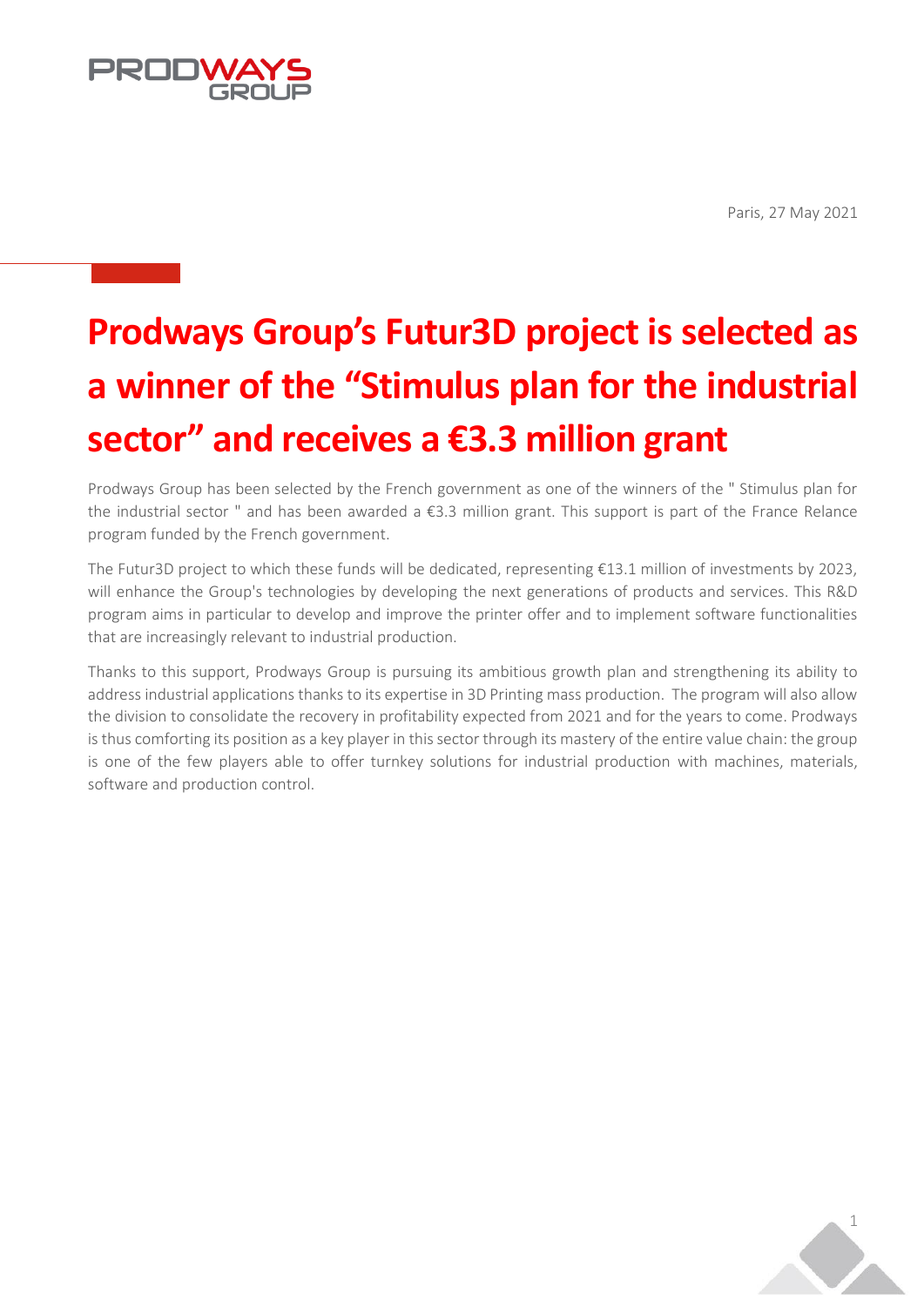Paris, 27 May 2021

# Prodways Group's Futur3D project is selected as a winner of the "Stimulus plan for the industrial sector" and receives a €3.3 million grant

Prodways Group has been selected by the French government as one of the winners of the " Stimulus plan for the industrial sector " and has been awarded a €3.3 million grant. This support is part of the France Relance program funded by the French government.

The Futur3D project to which these funds will be dedicated, representing €13.1 million of investments by 2023, will enhance the Group's technologies by developing the next generations of products and services. This R&D program aims in particular to develop and improve the printer offer and to implement software functionalities that are increasingly relevant to industrial production.

Thanks to this support, Prodways Group is pursuing its ambitious growth plan and strengthening its ability to address industrial applications thanks to its expertise in 3D Printing mass production. The program will also allow the division to consolidate the recovery in profitability expected from 2021 and for the years to come. Prodways is thus comforting its position as a key player in this sector through its mastery of the entire value chain: the group is one of the few players able to offer turnkey solutions for industrial production with machines, materials, software and production control.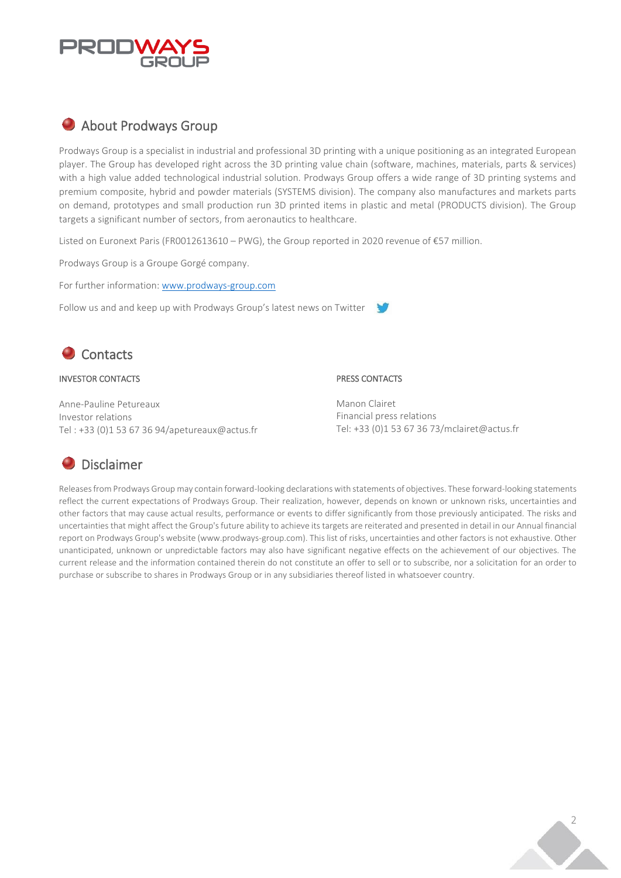## About Prodways Group

Prodways Group is a specialist in industrial and professional 3D printing with a unique positioning as an integrated European player. The Group has developed right across the 3D printing value chain (software, machines, materials, parts & services) with a high value added technological industrial solution. Prodways Group offers a wide range of 3D printing systems and premium composite, hybrid and powder materials (SYSTEMS division). The company also manufactures and markets parts on demand, prototypes and small production run 3D printed items in plastic and metal (PRODUCTS division). The Group targets a significant number of sectors, from aeronautics to healthcare.

Listed on Euronext Paris (FR0012613610 – PWG), the Group reported in 2020 revenue of €57 million.

Prodways Group is a Groupe Gorgé company.

For further information: [www.prodways-group.com](http://www.prodways-group.com)

Follow us and and keep up with Prodways Group's latest news on Twitter

## Contacts

**INVESTOR CONTACTS**

Anne-Pauline Petureaux
Investor relations
Tel : +33 (0)1 53 67 36 94/apetureaux@actus.fr

**PRESS CONTACTS**

Manon Clairet
Financial press relations
Tel: +33 (0)1 53 67 36 73/mclairet@actus.fr

## Disclaimer

Releases from Prodways Group may contain forward-looking declarations with statements of objectives. These forward-looking statements reflect the current expectations of Prodways Group. Their realization, however, depends on known or unknown risks, uncertainties and other factors that may cause actual results, performance or events to differ significantly from those previously anticipated. The risks and uncertainties that might affect the Group's future ability to achieve its targets are reiterated and presented in detail in our Annual financial report on Prodways Group's website (www.prodways-group.com). This list of risks, uncertainties and other factors is not exhaustive. Other unanticipated, unknown or unpredictable factors may also have significant negative effects on the achievement of our objectives. The current release and the information contained therein do not constitute an offer to sell or to subscribe, nor a solicitation for an order to purchase or subscribe to shares in Prodways Group or in any subsidiaries thereof listed in whatsoever country.